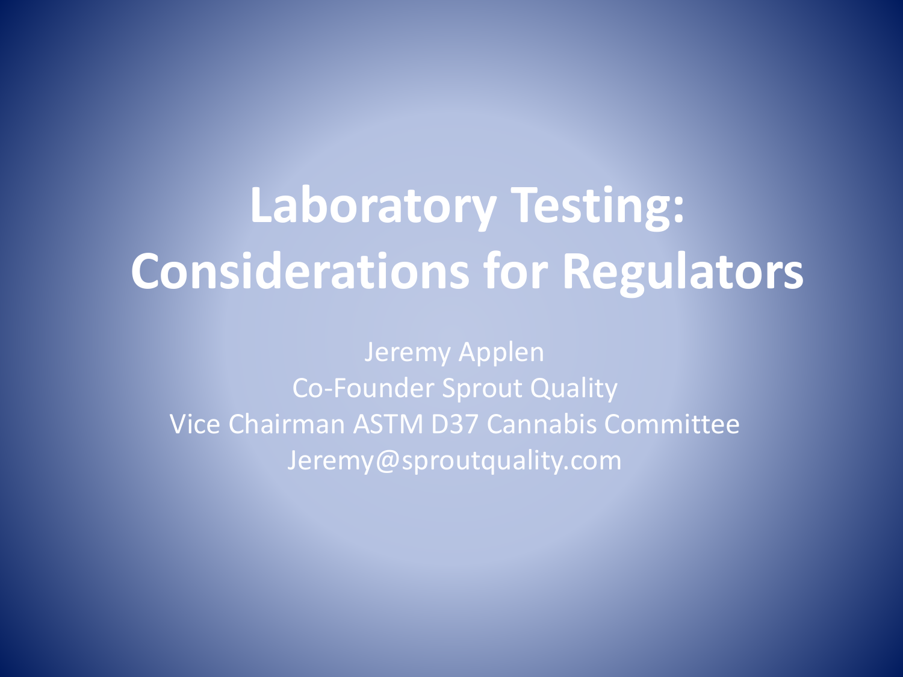# Laboratory Testing: Considerations for Regulators

Jeremy Applen
Co-Founder Sprout Quality
Vice Chairman ASTM D37 Cannabis Committee
Jeremy@sproutquality.com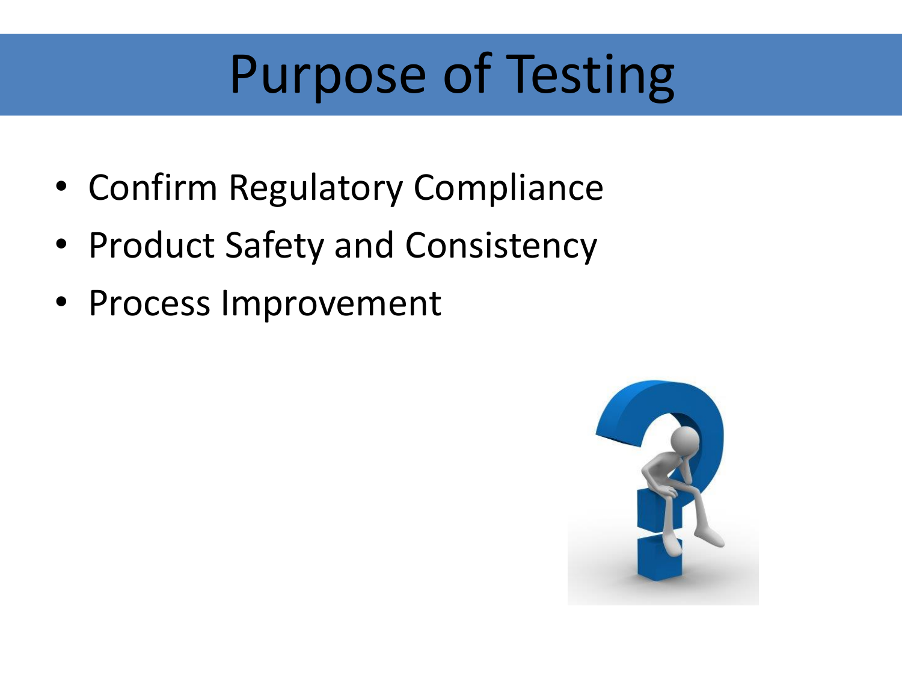# Purpose of Testing

- Confirm Regulatory Compliance
- Product Safety and Consistency
- Process Improvement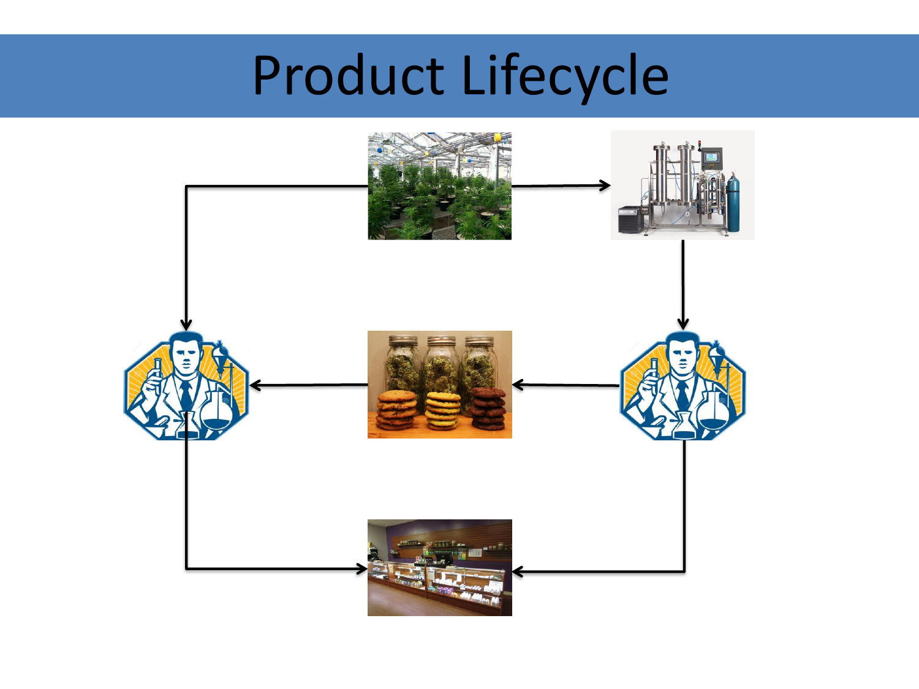# Product Lifecycle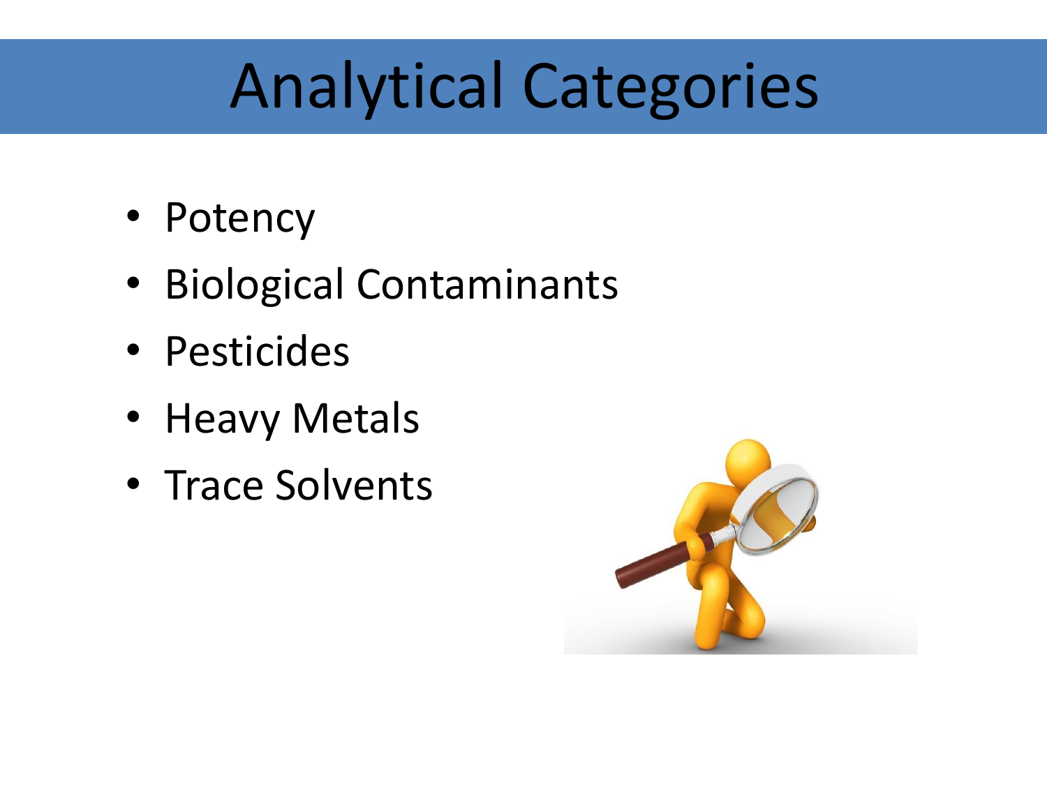# Analytical Categories

- Potency
- Biological Contaminants
- Pesticides
- Heavy Metals
- Trace Solvents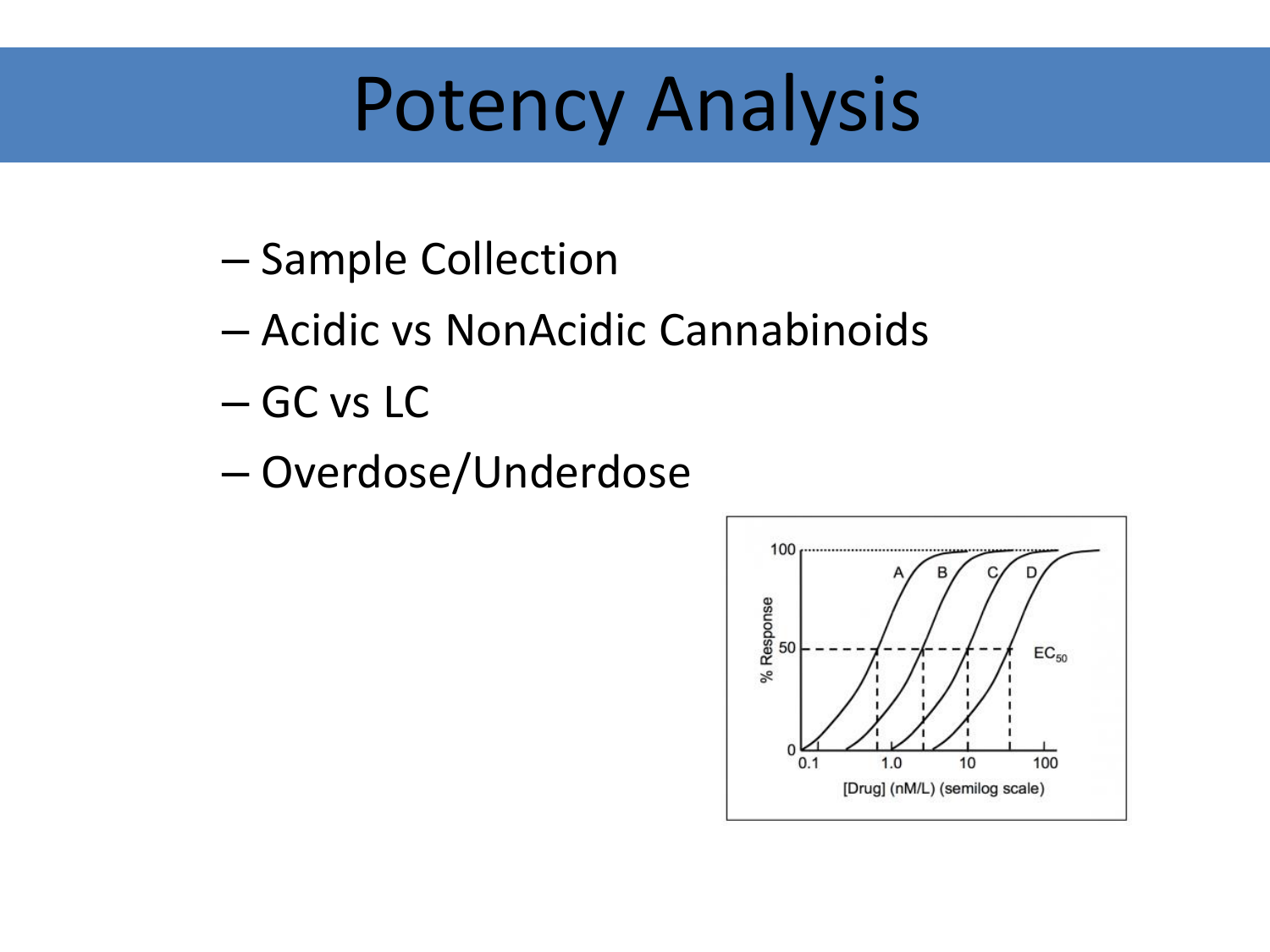# Potency Analysis

- Sample Collection
- Acidic vs NonAcidic Cannabinoids
- GC vs LC
- Overdose/Underdose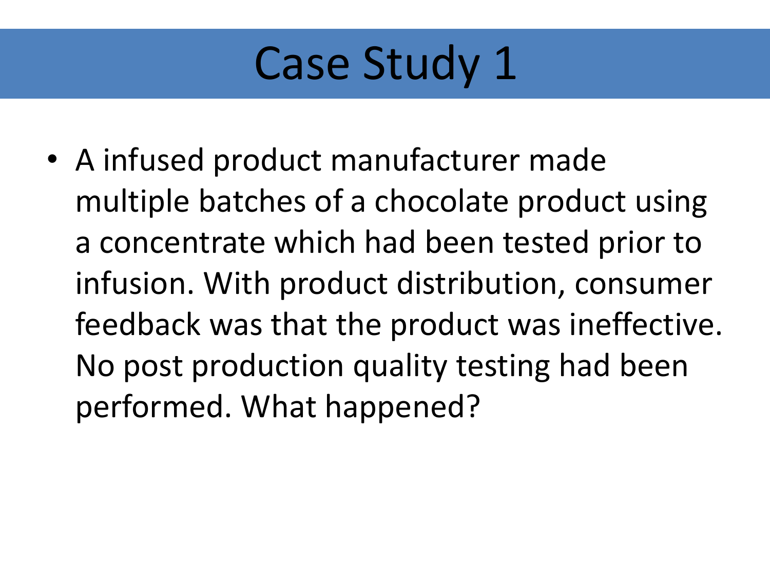# Case Study 1

- A infused product manufacturer made multiple batches of a chocolate product using a concentrate which had been tested prior to infusion. With product distribution, consumer feedback was that the product was ineffective. No post production quality testing had been performed. What happened?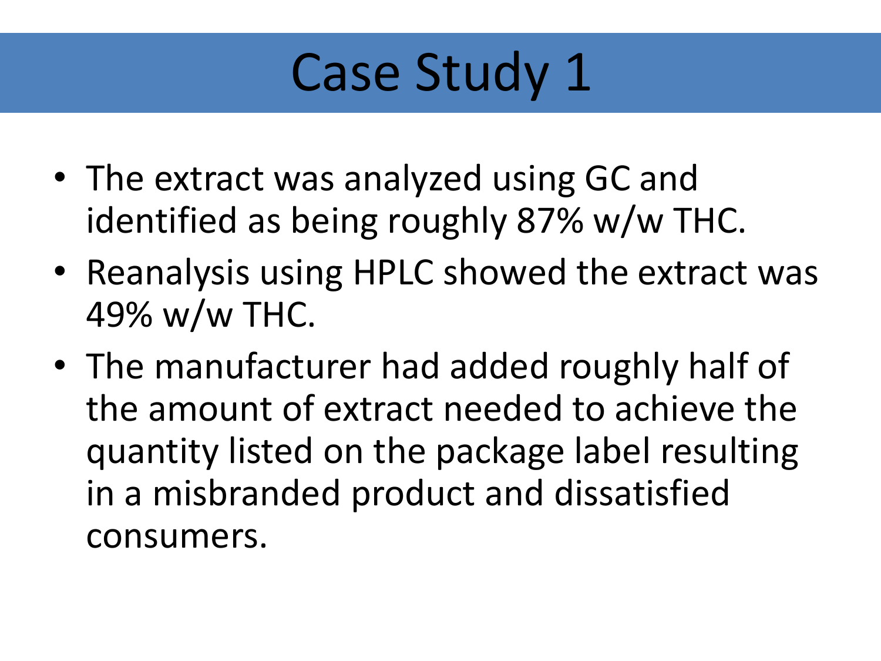# Case Study 1

- The extract was analyzed using GC and identified as being roughly 87% w/w THC.
- Reanalysis using HPLC showed the extract was 49% w/w THC.
- The manufacturer had added roughly half of the amount of extract needed to achieve the quantity listed on the package label resulting in a misbranded product and dissatisfied consumers.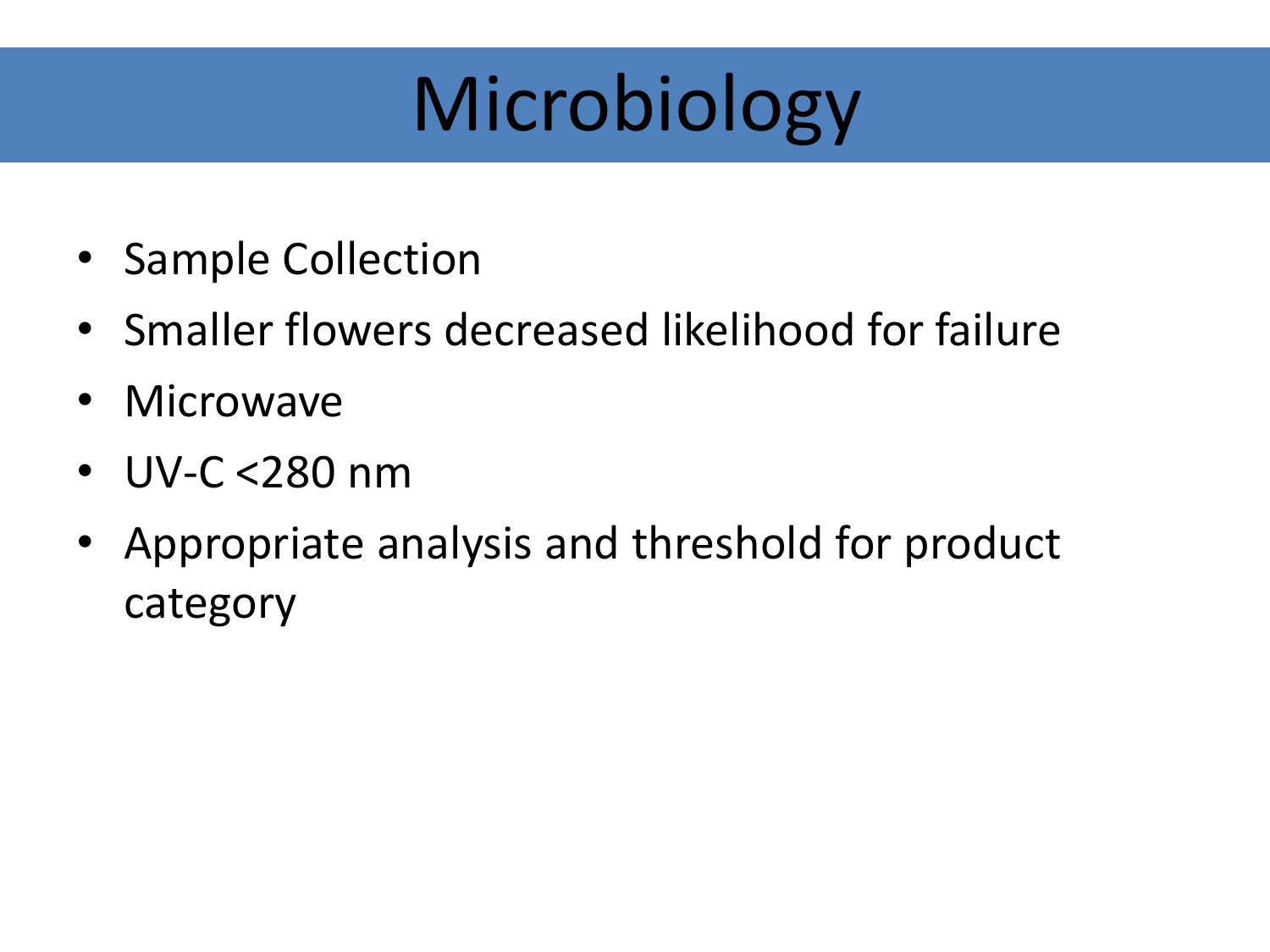# Microbiology

- Sample Collection
- Smaller flowers decreased likelihood for failure
- Microwave
- UV-C <280 nm
- Appropriate analysis and threshold for product category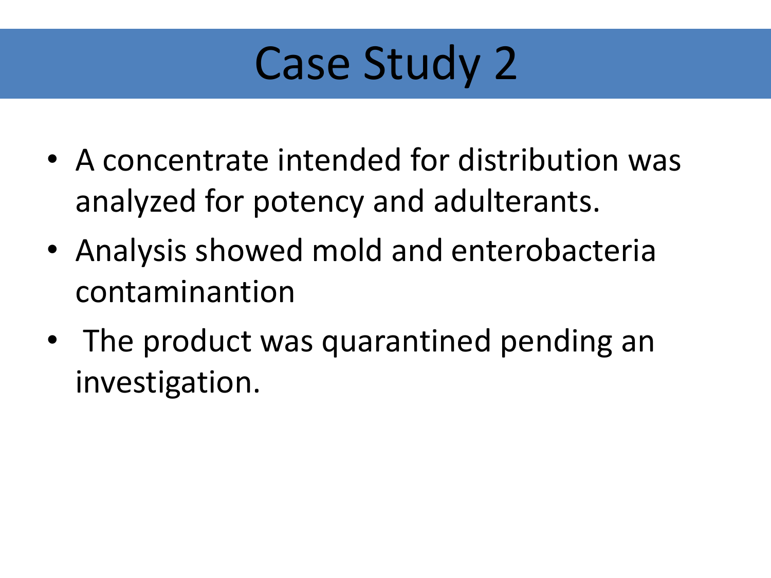# Case Study 2

- A concentrate intended for distribution was analyzed for potency and adulterants.
- Analysis showed mold and enterobacteria contaminantion
- The product was quarantined pending an investigation.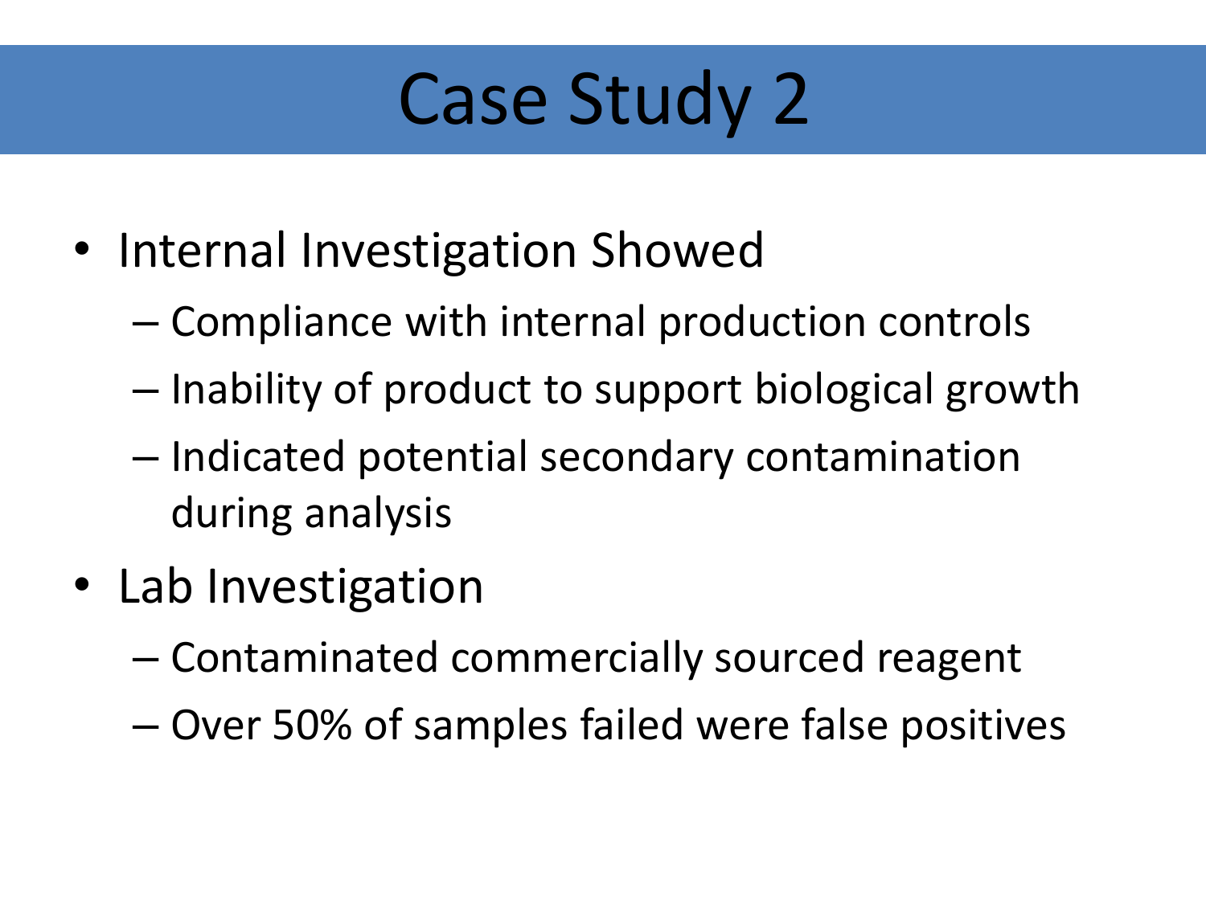# Case Study 2

- Internal Investigation Showed
  - Compliance with internal production controls
  - Inability of product to support biological growth
  - Indicated potential secondary contamination during analysis
- Lab Investigation
  - Contaminated commercially sourced reagent
  - Over 50% of samples failed were false positives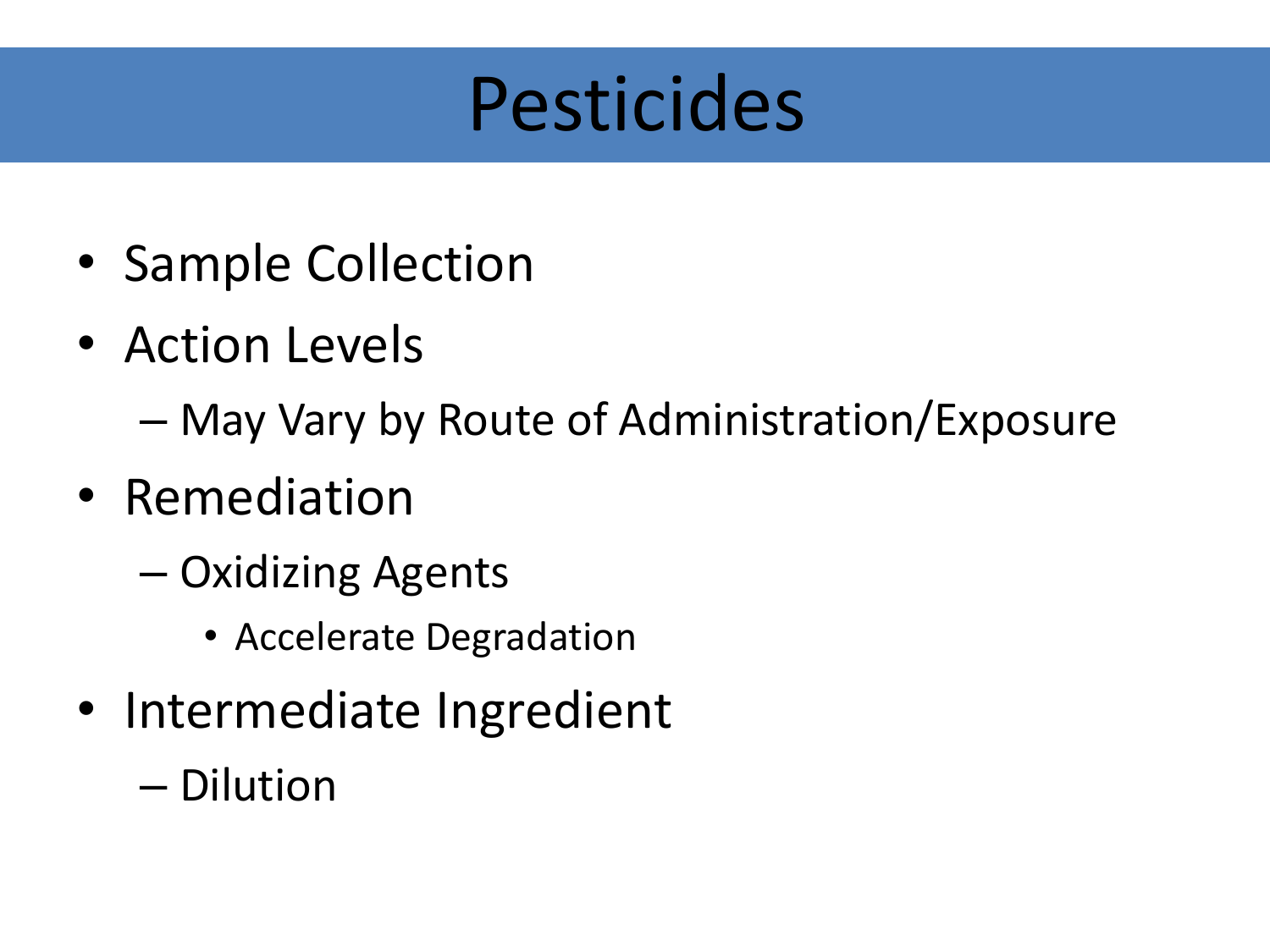# Pesticides

- Sample Collection
- Action Levels
  - May Vary by Route of Administration/Exposure
- Remediation
  - Oxidizing Agents
    - Accelerate Degradation
- Intermediate Ingredient
  - Dilution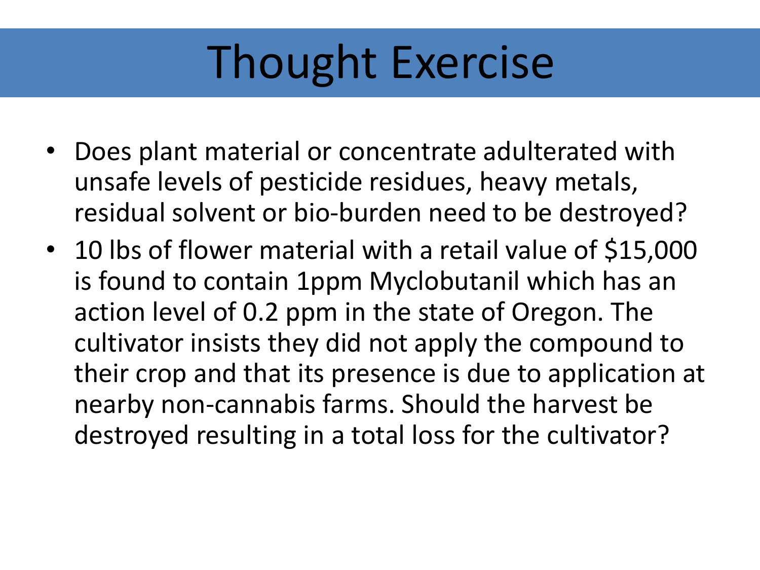# Thought Exercise

- Does plant material or concentrate adulterated with unsafe levels of pesticide residues, heavy metals, residual solvent or bio-burden need to be destroyed?
- 10 lbs of flower material with a retail value of $15,000 is found to contain 1ppm Myclobutanil which has an action level of 0.2 ppm in the state of Oregon. The cultivator insists they did not apply the compound to their crop and that its presence is due to application at nearby non-cannabis farms. Should the harvest be destroyed resulting in a total loss for the cultivator?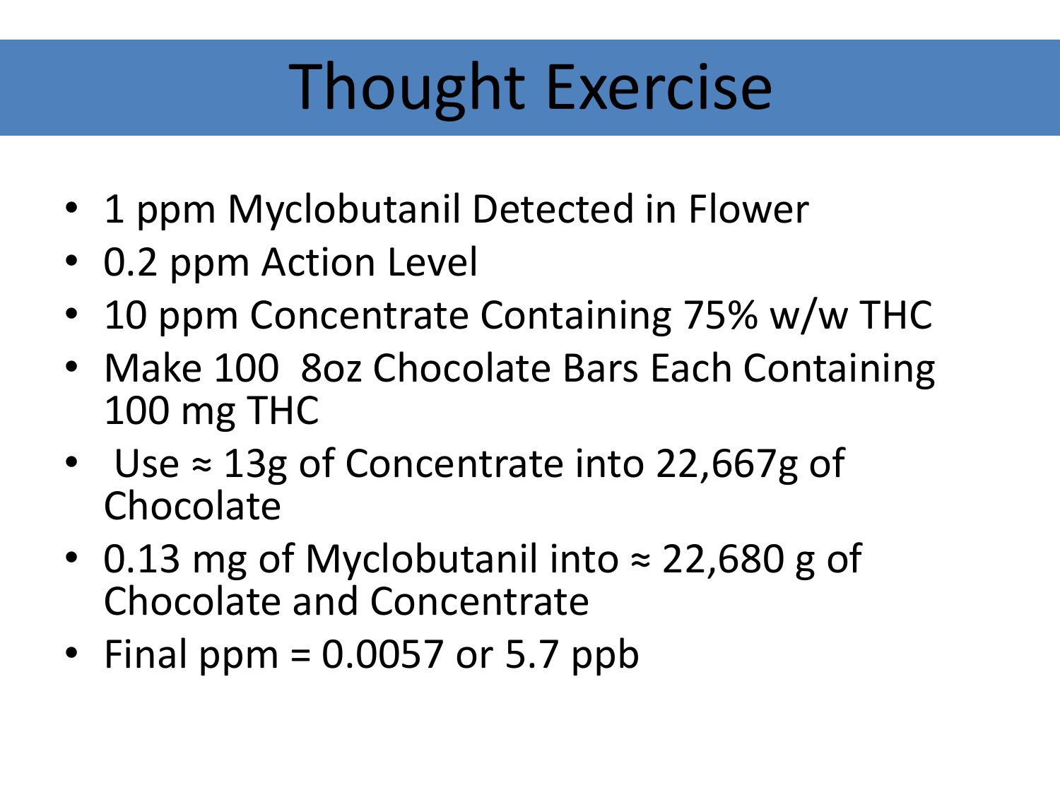# Thought Exercise

- 1 ppm Myclobutanil Detected in Flower
- 0.2 ppm Action Level
- 10 ppm Concentrate Containing 75% w/w THC
- Make 100 8oz Chocolate Bars Each Containing 100 mg THC
- Use ≈ 13g of Concentrate into 22,667g of Chocolate
- 0.13 mg of Myclobutanil into ≈ 22,680 g of Chocolate and Concentrate
- Final ppm = 0.0057 or 5.7 ppb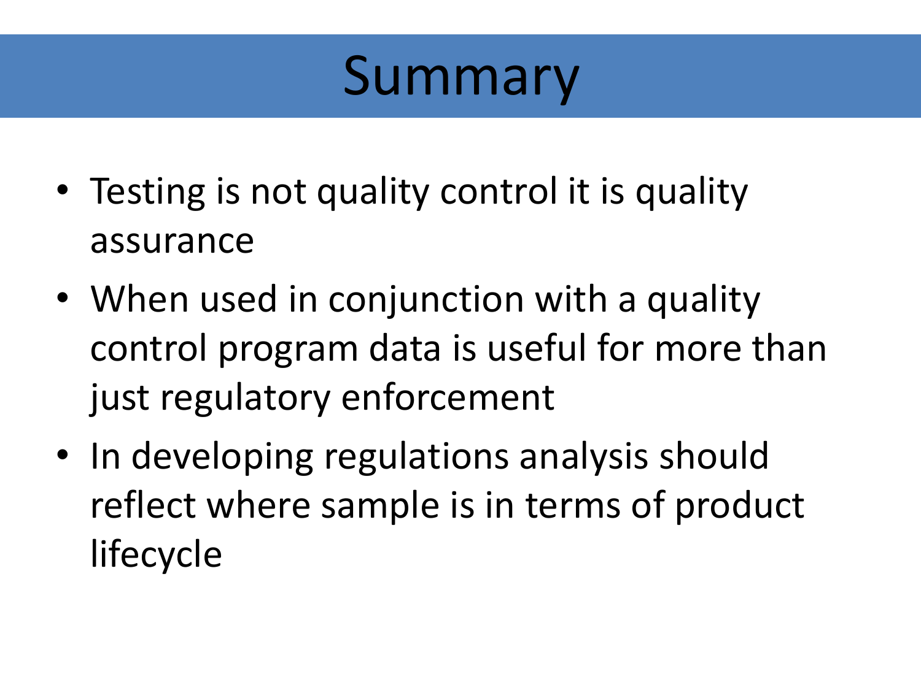# Summary

- Testing is not quality control it is quality assurance
- When used in conjunction with a quality control program data is useful for more than just regulatory enforcement
- In developing regulations analysis should reflect where sample is in terms of product lifecycle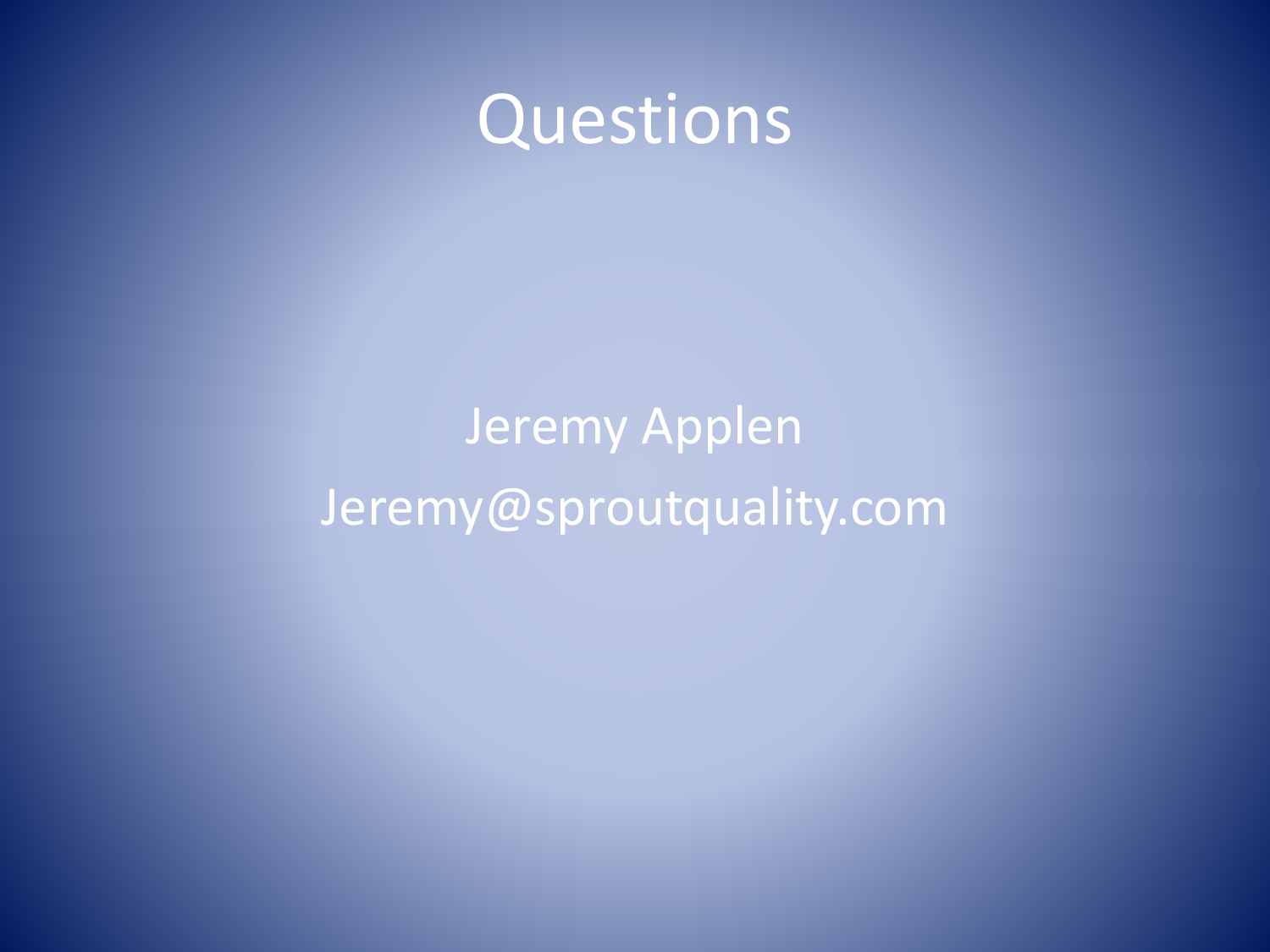# Questions

Jeremy Applen

Jeremy@sproutquality.com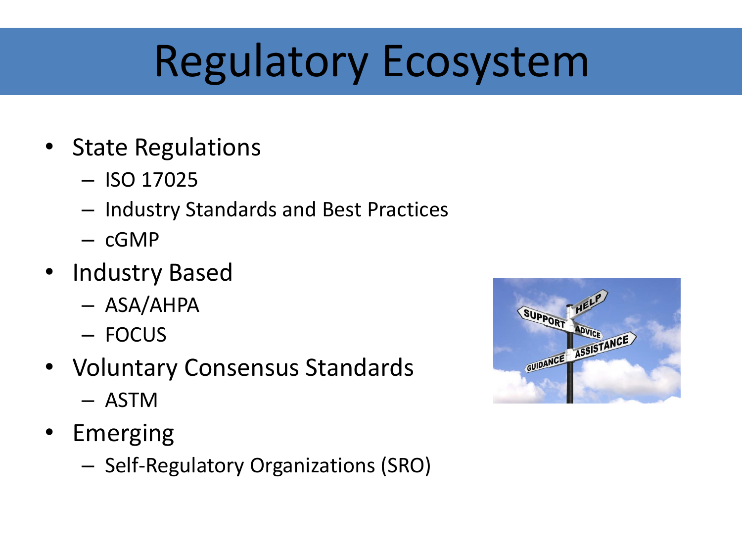# Regulatory Ecosystem

- State Regulations
  - ISO 17025
  - Industry Standards and Best Practices
  - cGMP
- Industry Based
  - ASA/AHPA
  - FOCUS
- Voluntary Consensus Standards
  - ASTM
- Emerging
  - Self-Regulatory Organizations (SRO)